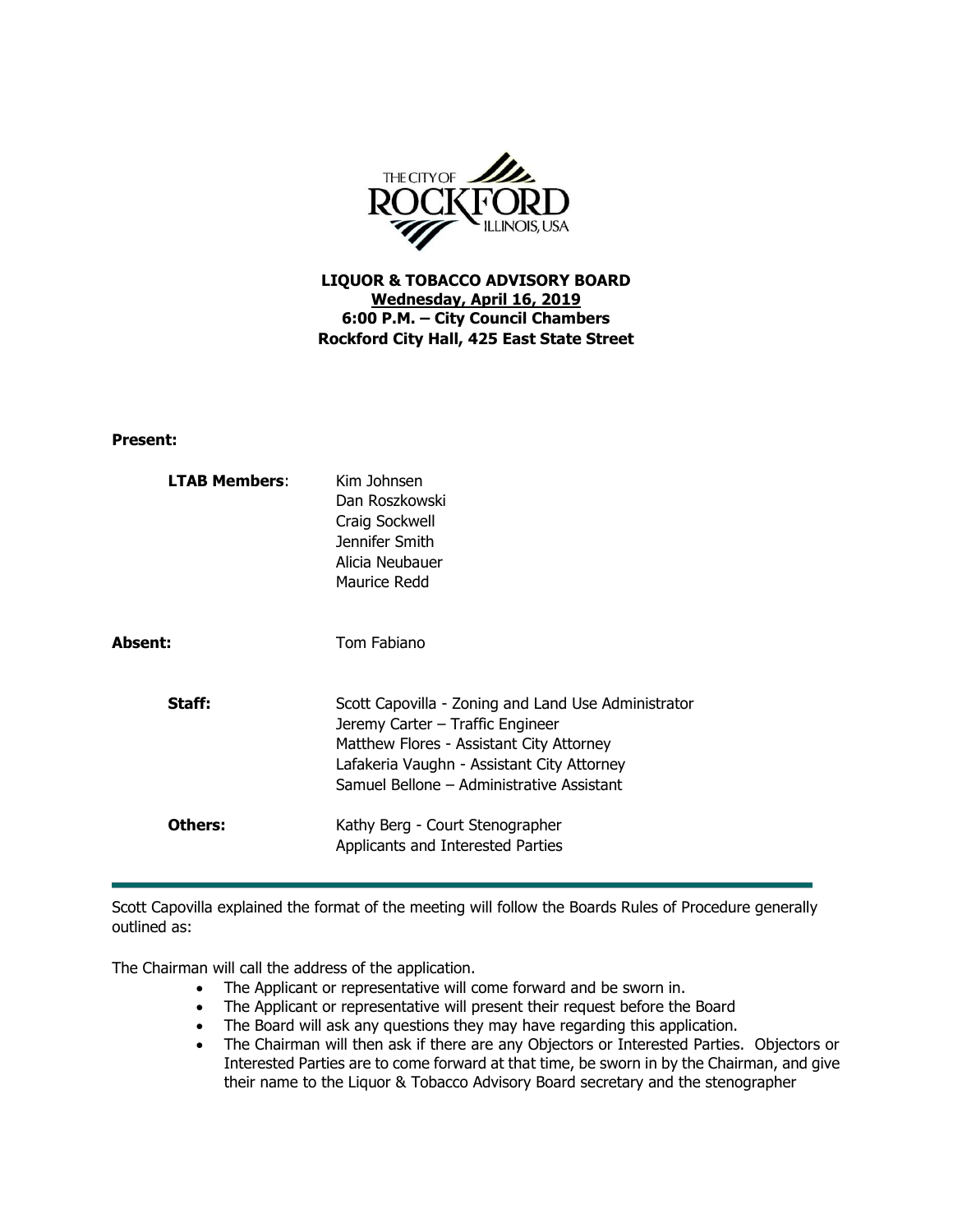**LIQUOR & TOBACCO ADVISORY BOARD**
**Wednesday, April 16, 2019**
**6:00 P.M. – City Council Chambers**
**Rockford City Hall, 425 East State Street**

**Present:**

| | |
|---|---|
| **LTAB Members**: | Kim Johnsen<br>Dan Roszkowski<br>Craig Sockwell<br>Jennifer Smith<br>Alicia Neubauer<br>Maurice Redd |
| **Absent:** | Tom Fabiano |
| **Staff:** | Scott Capovilla - Zoning and Land Use Administrator<br>Jeremy Carter – Traffic Engineer<br>Matthew Flores - Assistant City Attorney<br>Lafakeria Vaughn - Assistant City Attorney<br>Samuel Bellone – Administrative Assistant |
| **Others:** | Kathy Berg - Court Stenographer<br>Applicants and Interested Parties |

---

Scott Capovilla explained the format of the meeting will follow the Boards Rules of Procedure generally outlined as:

The Chairman will call the address of the application.

- The Applicant or representative will come forward and be sworn in.
- The Applicant or representative will present their request before the Board
- The Board will ask any questions they may have regarding this application.
- The Chairman will then ask if there are any Objectors or Interested Parties. Objectors or Interested Parties are to come forward at that time, be sworn in by the Chairman, and give their name to the Liquor & Tobacco Advisory Board secretary and the stenographer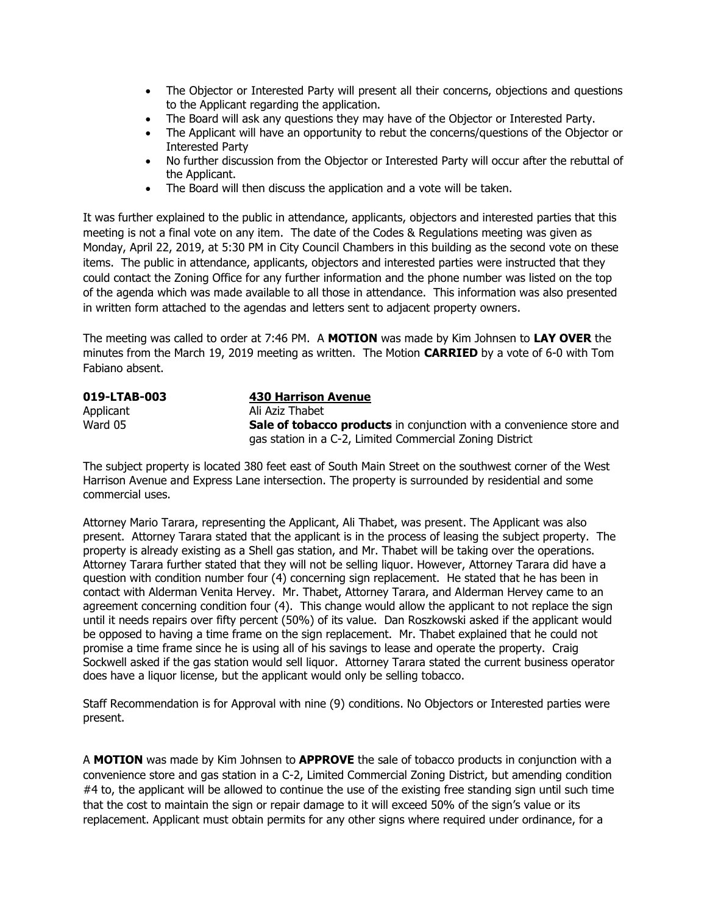- The Objector or Interested Party will present all their concerns, objections and questions to the Applicant regarding the application.
- The Board will ask any questions they may have of the Objector or Interested Party.
- The Applicant will have an opportunity to rebut the concerns/questions of the Objector or Interested Party
- No further discussion from the Objector or Interested Party will occur after the rebuttal of the Applicant.
- The Board will then discuss the application and a vote will be taken.

It was further explained to the public in attendance, applicants, objectors and interested parties that this meeting is not a final vote on any item. The date of the Codes & Regulations meeting was given as Monday, April 22, 2019, at 5:30 PM in City Council Chambers in this building as the second vote on these items. The public in attendance, applicants, objectors and interested parties were instructed that they could contact the Zoning Office for any further information and the phone number was listed on the top of the agenda which was made available to all those in attendance. This information was also presented in written form attached to the agendas and letters sent to adjacent property owners.

The meeting was called to order at 7:46 PM. A **MOTION** was made by Kim Johnsen to **LAY OVER** the minutes from the March 19, 2019 meeting as written. The Motion **CARRIED** by a vote of 6-0 with Tom Fabiano absent.

**019-LTAB-003** **430 Harrison Avenue**
Applicant Ali Aziz Thabet
Ward 05 **Sale of tobacco products** in conjunction with a convenience store and gas station in a C-2, Limited Commercial Zoning District

The subject property is located 380 feet east of South Main Street on the southwest corner of the West Harrison Avenue and Express Lane intersection. The property is surrounded by residential and some commercial uses.

Attorney Mario Tarara, representing the Applicant, Ali Thabet, was present. The Applicant was also present. Attorney Tarara stated that the applicant is in the process of leasing the subject property. The property is already existing as a Shell gas station, and Mr. Thabet will be taking over the operations. Attorney Tarara further stated that they will not be selling liquor. However, Attorney Tarara did have a question with condition number four (4) concerning sign replacement. He stated that he has been in contact with Alderman Venita Hervey. Mr. Thabet, Attorney Tarara, and Alderman Hervey came to an agreement concerning condition four (4). This change would allow the applicant to not replace the sign until it needs repairs over fifty percent (50%) of its value. Dan Roszkowski asked if the applicant would be opposed to having a time frame on the sign replacement. Mr. Thabet explained that he could not promise a time frame since he is using all of his savings to lease and operate the property. Craig Sockwell asked if the gas station would sell liquor. Attorney Tarara stated the current business operator does have a liquor license, but the applicant would only be selling tobacco.

Staff Recommendation is for Approval with nine (9) conditions. No Objectors or Interested parties were present.

A **MOTION** was made by Kim Johnsen to **APPROVE** the sale of tobacco products in conjunction with a convenience store and gas station in a C-2, Limited Commercial Zoning District, but amending condition #4 to, the applicant will be allowed to continue the use of the existing free standing sign until such time that the cost to maintain the sign or repair damage to it will exceed 50% of the sign's value or its replacement. Applicant must obtain permits for any other signs where required under ordinance, for a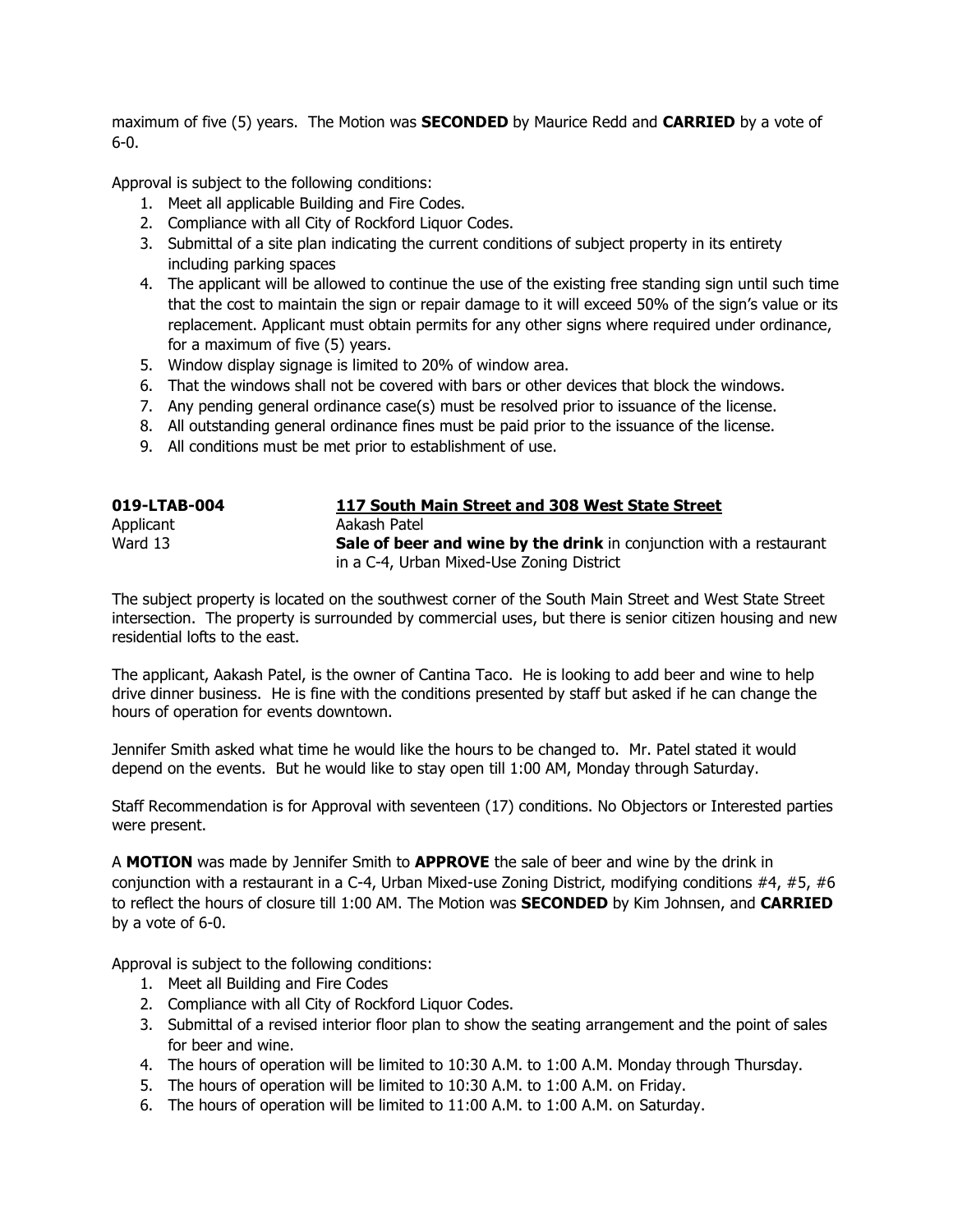maximum of five (5) years. The Motion was **SECONDED** by Maurice Redd and **CARRIED** by a vote of 6-0.

Approval is subject to the following conditions:

1. Meet all applicable Building and Fire Codes.
2. Compliance with all City of Rockford Liquor Codes.
3. Submittal of a site plan indicating the current conditions of subject property in its entirety including parking spaces
4. The applicant will be allowed to continue the use of the existing free standing sign until such time that the cost to maintain the sign or repair damage to it will exceed 50% of the sign's value or its replacement. Applicant must obtain permits for any other signs where required under ordinance, for a maximum of five (5) years.
5. Window display signage is limited to 20% of window area.
6. That the windows shall not be covered with bars or other devices that block the windows.
7. Any pending general ordinance case(s) must be resolved prior to issuance of the license.
8. All outstanding general ordinance fines must be paid prior to the issuance of the license.
9. All conditions must be met prior to establishment of use.

**019-LTAB-004** — **<u>117 South Main Street and 308 West State Street</u>**
Applicant — Aakash Patel
Ward 13 — **Sale of beer and wine by the drink** in conjunction with a restaurant in a C-4, Urban Mixed-Use Zoning District

The subject property is located on the southwest corner of the South Main Street and West State Street intersection. The property is surrounded by commercial uses, but there is senior citizen housing and new residential lofts to the east.

The applicant, Aakash Patel, is the owner of Cantina Taco. He is looking to add beer and wine to help drive dinner business. He is fine with the conditions presented by staff but asked if he can change the hours of operation for events downtown.

Jennifer Smith asked what time he would like the hours to be changed to. Mr. Patel stated it would depend on the events. But he would like to stay open till 1:00 AM, Monday through Saturday.

Staff Recommendation is for Approval with seventeen (17) conditions. No Objectors or Interested parties were present.

A **MOTION** was made by Jennifer Smith to **APPROVE** the sale of beer and wine by the drink in conjunction with a restaurant in a C-4, Urban Mixed-use Zoning District, modifying conditions #4, #5, #6 to reflect the hours of closure till 1:00 AM. The Motion was **SECONDED** by Kim Johnsen, and **CARRIED** by a vote of 6-0.

Approval is subject to the following conditions:

1. Meet all Building and Fire Codes
2. Compliance with all City of Rockford Liquor Codes.
3. Submittal of a revised interior floor plan to show the seating arrangement and the point of sales for beer and wine.
4. The hours of operation will be limited to 10:30 A.M. to 1:00 A.M. Monday through Thursday.
5. The hours of operation will be limited to 10:30 A.M. to 1:00 A.M. on Friday.
6. The hours of operation will be limited to 11:00 A.M. to 1:00 A.M. on Saturday.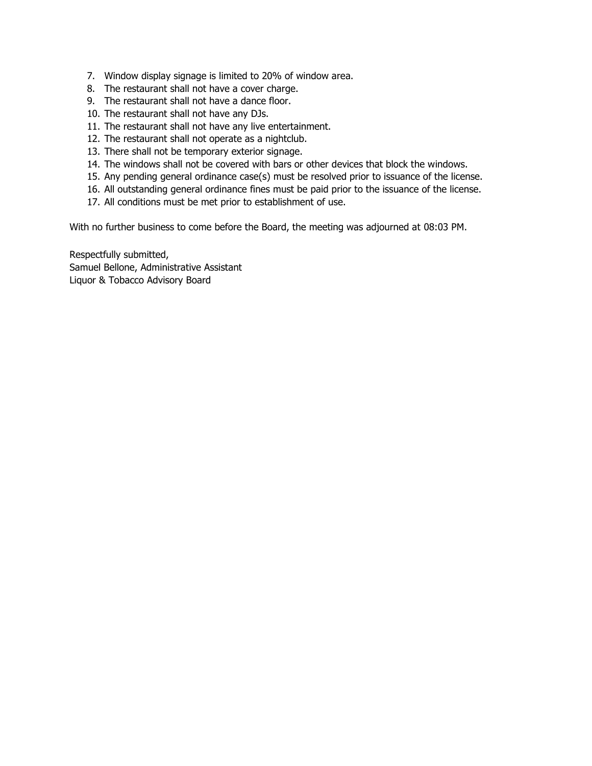7. Window display signage is limited to 20% of window area.
8. The restaurant shall not have a cover charge.
9. The restaurant shall not have a dance floor.
10. The restaurant shall not have any DJs.
11. The restaurant shall not have any live entertainment.
12. The restaurant shall not operate as a nightclub.
13. There shall not be temporary exterior signage.
14. The windows shall not be covered with bars or other devices that block the windows.
15. Any pending general ordinance case(s) must be resolved prior to issuance of the license.
16. All outstanding general ordinance fines must be paid prior to the issuance of the license.
17. All conditions must be met prior to establishment of use.

With no further business to come before the Board, the meeting was adjourned at 08:03 PM.

Respectfully submitted,
Samuel Bellone, Administrative Assistant
Liquor & Tobacco Advisory Board